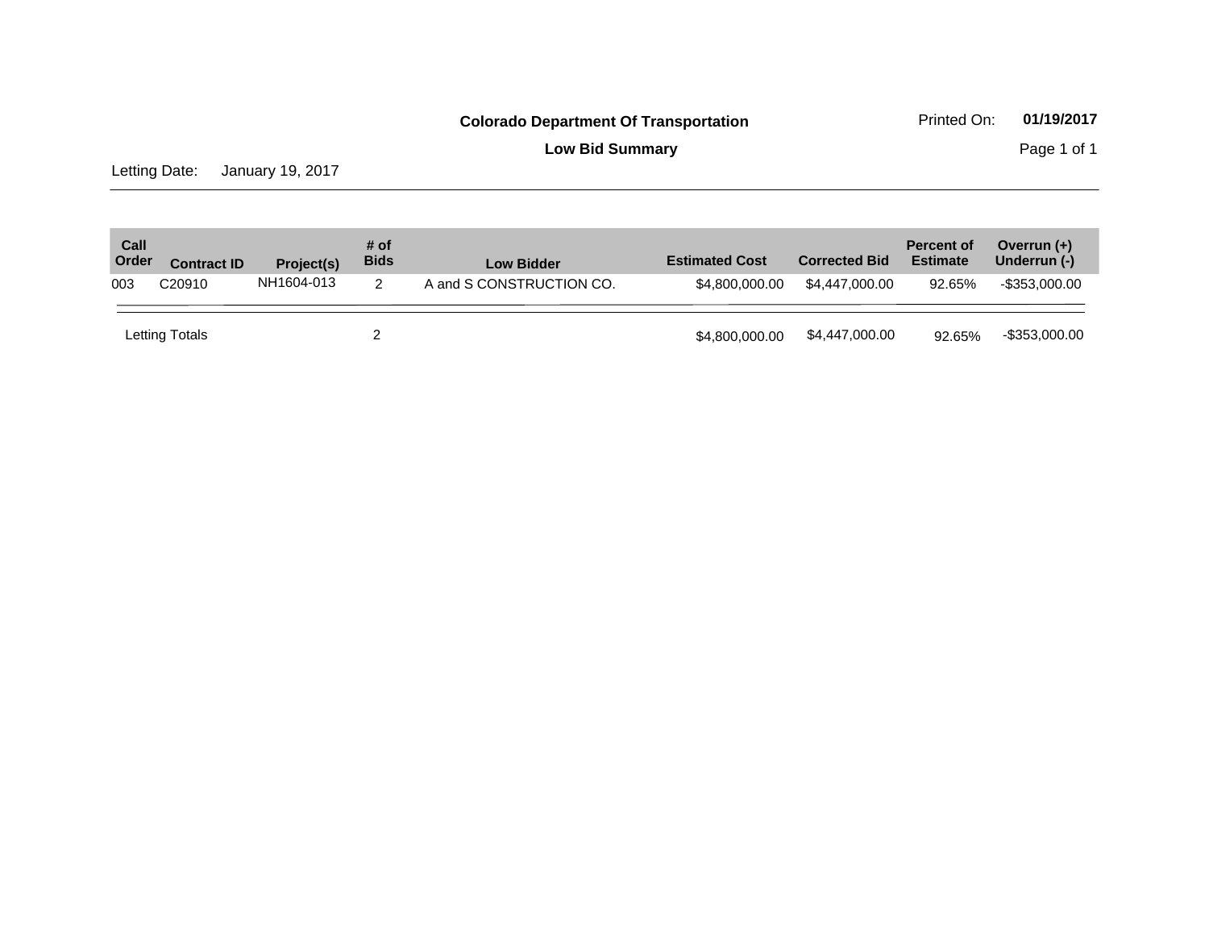**Colorado Department Of Transportation**

Printed On: **01/19/2017**

**Low Bid Summary**

Letting Date: January 19, 2017

| Call Order | Contract ID | Project(s) | # of Bids | Low Bidder | Estimated Cost | Corrected Bid | Percent of Estimate | Overrun (+) Underrun (-) |
|---|---|---|---|---|---|---|---|---|
| 003 | C20910 | NH1604-013 | 2 | A and S CONSTRUCTION CO. | $4,800,000.00 | $4,447,000.00 | 92.65% | -$353,000.00 |
| Letting Totals | | | 2 | | $4,800,000.00 | $4,447,000.00 | 92.65% | -$353,000.00 |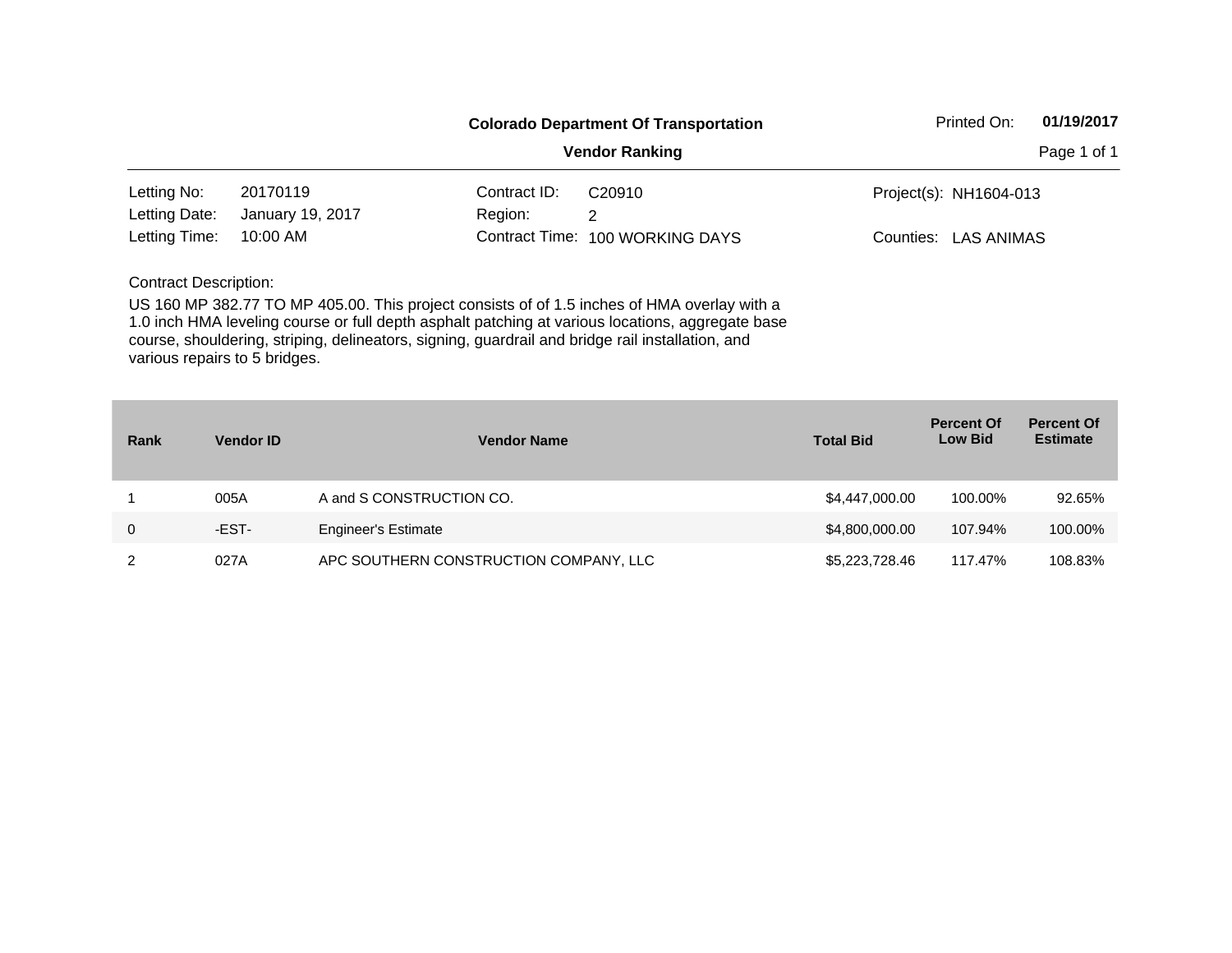**Colorado Department Of Transportation**

**Vendor Ranking**

Printed On: **01/19/2017**

| | | | | | |
|---|---|---|---|---|---|
| Letting No: | 20170119 | Contract ID: | C20910 | Project(s): | NH1604-013 |
| Letting Date: | January 19, 2017 | Region: | 2 | | |
| Letting Time: | 10:00 AM | Contract Time: | 100 WORKING DAYS | Counties: | LAS ANIMAS |

Contract Description:

US 160 MP 382.77 TO MP 405.00. This project consists of of 1.5 inches of HMA overlay with a 1.0 inch HMA leveling course or full depth asphalt patching at various locations, aggregate base course, shouldering, striping, delineators, signing, guardrail and bridge rail installation, and various repairs to 5 bridges.

| Rank | Vendor ID | Vendor Name | Total Bid | Percent Of Low Bid | Percent Of Estimate |
|---|---|---|---|---|---|
| 1 | 005A | A and S CONSTRUCTION CO. | $4,447,000.00 | 100.00% | 92.65% |
| 0 | -EST- | Engineer's Estimate | $4,800,000.00 | 107.94% | 100.00% |
| 2 | 027A | APC SOUTHERN CONSTRUCTION COMPANY, LLC | $5,223,728.46 | 117.47% | 108.83% |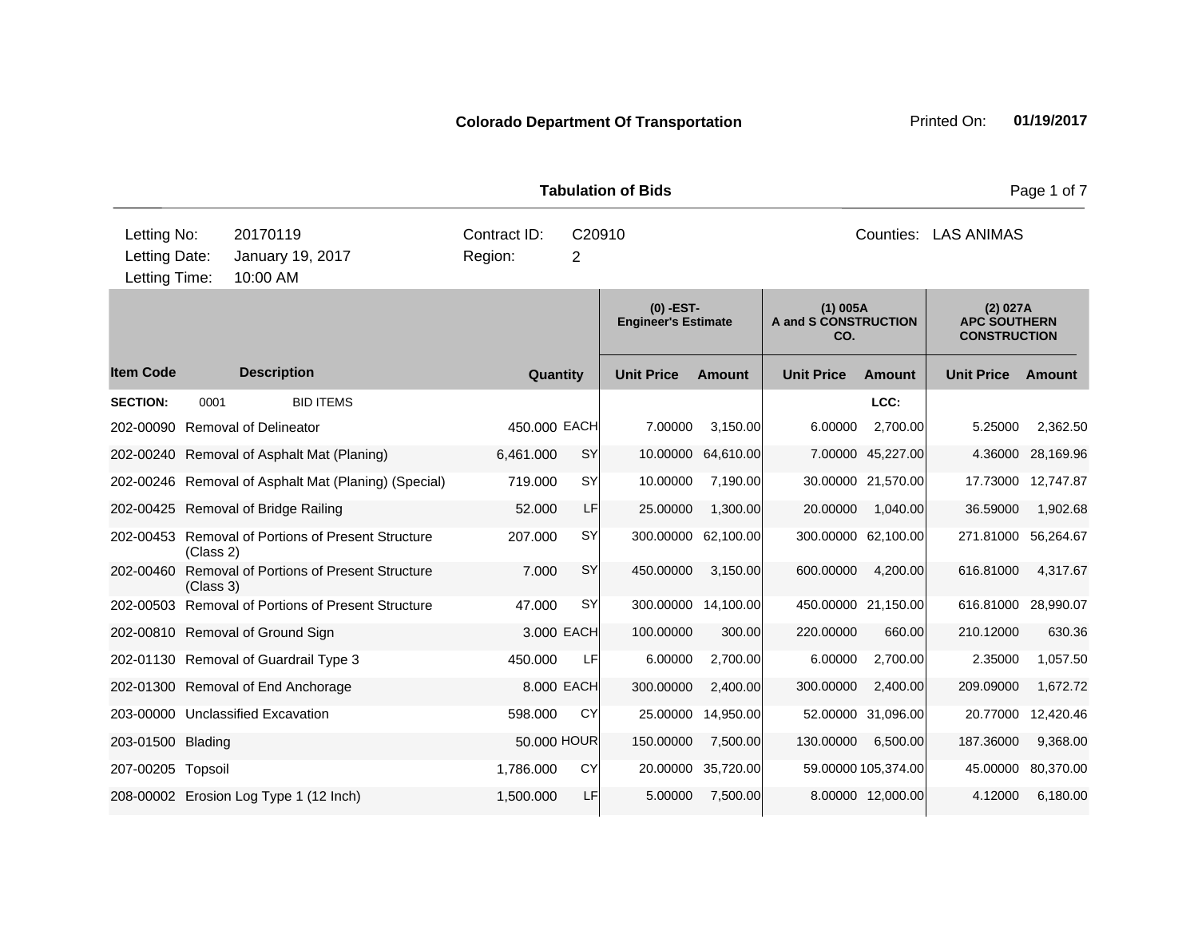**Colorado Department Of Transportation** Printed On: **01/19/2017**

## Tabulation of Bids

| | | | | |
|---|---|---|---|---|
| Letting No: | 20170119 | Contract ID: | C20910 | Counties: LAS ANIMAS |
| Letting Date: | January 19, 2017 | Region: | 2 | |
| Letting Time: | 10:00 AM | | | |

| Item Code | Description | Quantity | Unit | (0) -EST- Engineer's Estimate Unit Price | (0) -EST- Engineer's Estimate Amount | (1) 005A A and S CONSTRUCTION CO. Unit Price | (1) 005A A and S CONSTRUCTION CO. Amount | (2) 027A APC SOUTHERN CONSTRUCTION Unit Price | (2) 027A APC SOUTHERN CONSTRUCTION Amount |
|---|---|---|---|---|---|---|---|---|---|
| SECTION: 0001 | BID ITEMS | | | | | | LCC: | | |
| 202-00090 | Removal of Delineator | 450.000 | EACH | 7.00000 | 3,150.00 | 6.00000 | 2,700.00 | 5.25000 | 2,362.50 |
| 202-00240 | Removal of Asphalt Mat (Planing) | 6,461.000 | SY | 10.00000 | 64,610.00 | 7.00000 | 45,227.00 | 4.36000 | 28,169.96 |
| 202-00246 | Removal of Asphalt Mat (Planing) (Special) | 719.000 | SY | 10.00000 | 7,190.00 | 30.00000 | 21,570.00 | 17.73000 | 12,747.87 |
| 202-00425 | Removal of Bridge Railing | 52.000 | LF | 25.00000 | 1,300.00 | 20.00000 | 1,040.00 | 36.59000 | 1,902.68 |
| 202-00453 | Removal of Portions of Present Structure (Class 2) | 207.000 | SY | 300.00000 | 62,100.00 | 300.00000 | 62,100.00 | 271.81000 | 56,264.67 |
| 202-00460 | Removal of Portions of Present Structure (Class 3) | 7.000 | SY | 450.00000 | 3,150.00 | 600.00000 | 4,200.00 | 616.81000 | 4,317.67 |
| 202-00503 | Removal of Portions of Present Structure | 47.000 | SY | 300.00000 | 14,100.00 | 450.00000 | 21,150.00 | 616.81000 | 28,990.07 |
| 202-00810 | Removal of Ground Sign | 3.000 | EACH | 100.00000 | 300.00 | 220.00000 | 660.00 | 210.12000 | 630.36 |
| 202-01130 | Removal of Guardrail Type 3 | 450.000 | LF | 6.00000 | 2,700.00 | 6.00000 | 2,700.00 | 2.35000 | 1,057.50 |
| 202-01300 | Removal of End Anchorage | 8.000 | EACH | 300.00000 | 2,400.00 | 300.00000 | 2,400.00 | 209.09000 | 1,672.72 |
| 203-00000 | Unclassified Excavation | 598.000 | CY | 25.00000 | 14,950.00 | 52.00000 | 31,096.00 | 20.77000 | 12,420.46 |
| 203-01500 | Blading | 50.000 | HOUR | 150.00000 | 7,500.00 | 130.00000 | 6,500.00 | 187.36000 | 9,368.00 |
| 207-00205 | Topsoil | 1,786.000 | CY | 20.00000 | 35,720.00 | 59.00000 | 105,374.00 | 45.00000 | 80,370.00 |
| 208-00002 | Erosion Log Type 1 (12 Inch) | 1,500.000 | LF | 5.00000 | 7,500.00 | 8.00000 | 12,000.00 | 4.12000 | 6,180.00 |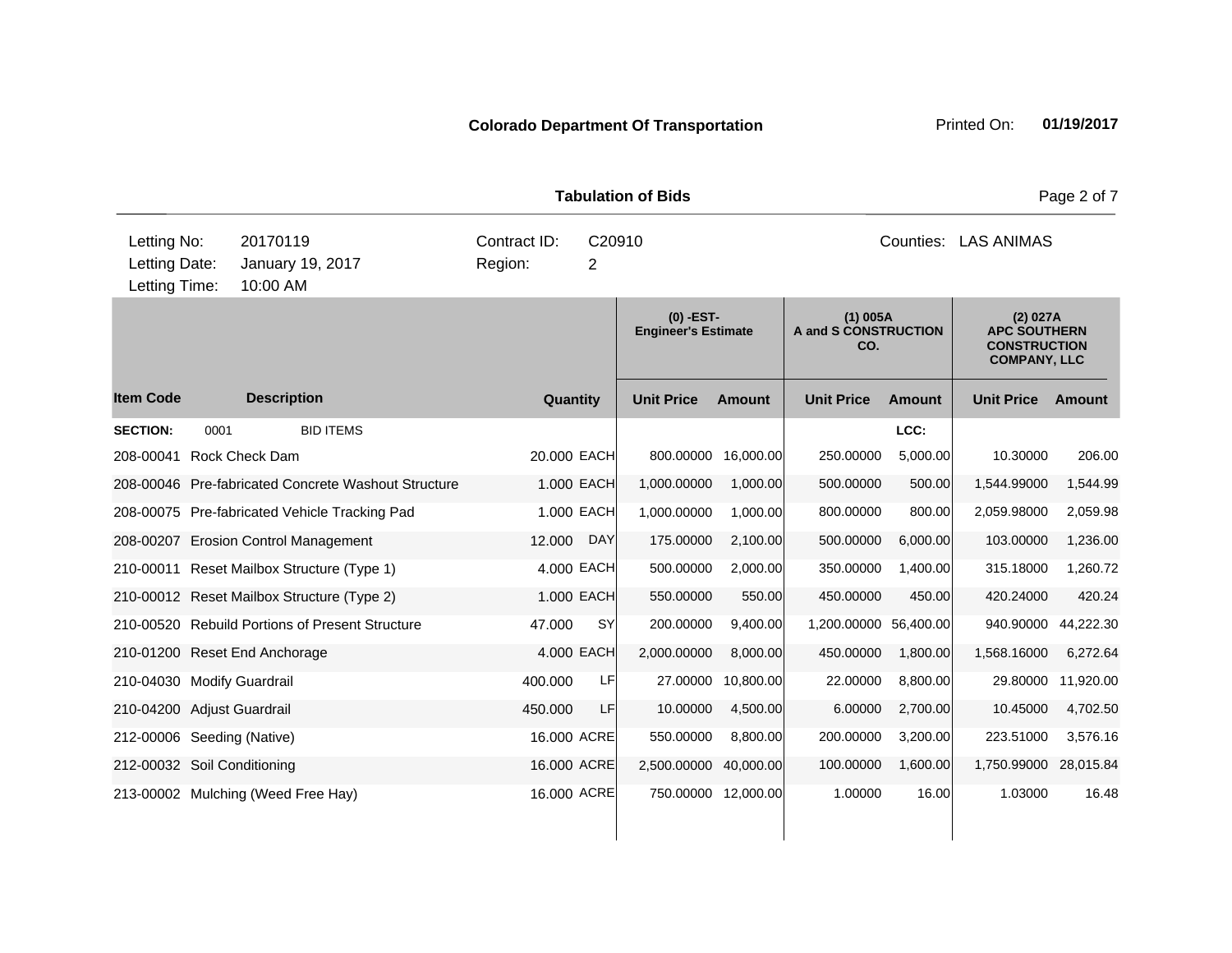**Colorado Department Of Transportation** Printed On: **01/19/2017**

**Tabulation of Bids**

| | | | |
|---|---|---|---|
| Letting No: | 20170119 | Contract ID: | C20910 |
| Letting Date: | January 19, 2017 | Region: | 2 |
| Letting Time: | 10:00 AM | | |

Counties: LAS ANIMAS

| | | | | (0) -EST- Engineer's Estimate | | (1) 005A A and S CONSTRUCTION CO. | | (2) 027A APC SOUTHERN CONSTRUCTION COMPANY, LLC | |
|---|---|---|---|---|---|---|---|---|---|
| **Item Code** | **Description** | **Quantity** | | **Unit Price** | **Amount** | **Unit Price** | **Amount** | **Unit Price** | **Amount** |
| **SECTION:** | 0001 BID ITEMS | | | | | | LCC: | | |
| 208-00041 | Rock Check Dam | 20.000 | EACH | 800.00000 | 16,000.00 | 250.00000 | 5,000.00 | 10.30000 | 206.00 |
| 208-00046 | Pre-fabricated Concrete Washout Structure | 1.000 | EACH | 1,000.00000 | 1,000.00 | 500.00000 | 500.00 | 1,544.99000 | 1,544.99 |
| 208-00075 | Pre-fabricated Vehicle Tracking Pad | 1.000 | EACH | 1,000.00000 | 1,000.00 | 800.00000 | 800.00 | 2,059.98000 | 2,059.98 |
| 208-00207 | Erosion Control Management | 12.000 | DAY | 175.00000 | 2,100.00 | 500.00000 | 6,000.00 | 103.00000 | 1,236.00 |
| 210-00011 | Reset Mailbox Structure (Type 1) | 4.000 | EACH | 500.00000 | 2,000.00 | 350.00000 | 1,400.00 | 315.18000 | 1,260.72 |
| 210-00012 | Reset Mailbox Structure (Type 2) | 1.000 | EACH | 550.00000 | 550.00 | 450.00000 | 450.00 | 420.24000 | 420.24 |
| 210-00520 | Rebuild Portions of Present Structure | 47.000 | SY | 200.00000 | 9,400.00 | 1,200.00000 | 56,400.00 | 940.90000 | 44,222.30 |
| 210-01200 | Reset End Anchorage | 4.000 | EACH | 2,000.00000 | 8,000.00 | 450.00000 | 1,800.00 | 1,568.16000 | 6,272.64 |
| 210-04030 | Modify Guardrail | 400.000 | LF | 27.00000 | 10,800.00 | 22.00000 | 8,800.00 | 29.80000 | 11,920.00 |
| 210-04200 | Adjust Guardrail | 450.000 | LF | 10.00000 | 4,500.00 | 6.00000 | 2,700.00 | 10.45000 | 4,702.50 |
| 212-00006 | Seeding (Native) | 16.000 | ACRE | 550.00000 | 8,800.00 | 200.00000 | 3,200.00 | 223.51000 | 3,576.16 |
| 212-00032 | Soil Conditioning | 16.000 | ACRE | 2,500.00000 | 40,000.00 | 100.00000 | 1,600.00 | 1,750.99000 | 28,015.84 |
| 213-00002 | Mulching (Weed Free Hay) | 16.000 | ACRE | 750.00000 | 12,000.00 | 1.00000 | 16.00 | 1.03000 | 16.48 |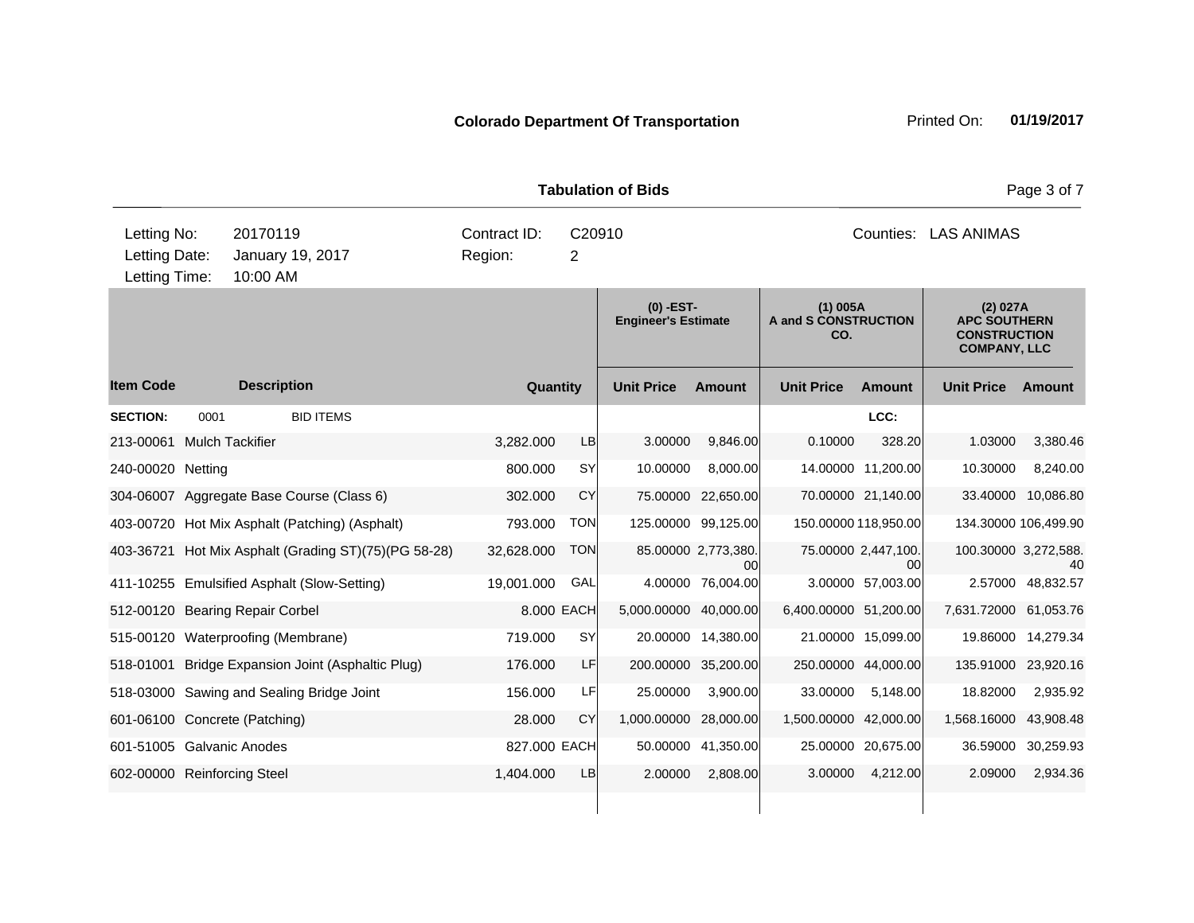**Colorado Department Of Transportation**

Printed On: **01/19/2017**

**Tabulation of Bids**

| Letting No: | 20170119 | Contract ID: | C20910 | Counties: | LAS ANIMAS |
|---|---|---|---|---|---|
| Letting Date: | January 19, 2017 | Region: | 2 | | |
| Letting Time: | 10:00 AM | | | | |

| | | | | (0) -EST- Engineer's Estimate | | (1) 005A A and S CONSTRUCTION CO. | | (2) 027A APC SOUTHERN CONSTRUCTION COMPANY, LLC | |
|---|---|---|---|---|---|---|---|---|---|
| **Item Code** | **Description** | **Quantity** | | **Unit Price** | **Amount** | **Unit Price** | **Amount** | **Unit Price** | **Amount** |
| **SECTION:** 0001 | BID ITEMS | | | | | | LCC: | | |
| 213-00061 | Mulch Tackifier | 3,282.000 | LB | 3.00000 | 9,846.00 | 0.10000 | 328.20 | 1.03000 | 3,380.46 |
| 240-00020 | Netting | 800.000 | SY | 10.00000 | 8,000.00 | 14.00000 | 11,200.00 | 10.30000 | 8,240.00 |
| 304-06007 | Aggregate Base Course (Class 6) | 302.000 | CY | 75.00000 | 22,650.00 | 70.00000 | 21,140.00 | 33.40000 | 10,086.80 |
| 403-00720 | Hot Mix Asphalt (Patching) (Asphalt) | 793.000 | TON | 125.00000 | 99,125.00 | 150.00000 | 118,950.00 | 134.30000 | 106,499.90 |
| 403-36721 | Hot Mix Asphalt (Grading ST)(75)(PG 58-28) | 32,628.000 | TON | 85.00000 | 2,773,380.00 | 75.00000 | 2,447,100.00 | 100.30000 | 3,272,588.40 |
| 411-10255 | Emulsified Asphalt (Slow-Setting) | 19,001.000 | GAL | 4.00000 | 76,004.00 | 3.00000 | 57,003.00 | 2.57000 | 48,832.57 |
| 512-00120 | Bearing Repair Corbel | 8.000 | EACH | 5,000.00000 | 40,000.00 | 6,400.00000 | 51,200.00 | 7,631.72000 | 61,053.76 |
| 515-00120 | Waterproofing (Membrane) | 719.000 | SY | 20.00000 | 14,380.00 | 21.00000 | 15,099.00 | 19.86000 | 14,279.34 |
| 518-01001 | Bridge Expansion Joint (Asphaltic Plug) | 176.000 | LF | 200.00000 | 35,200.00 | 250.00000 | 44,000.00 | 135.91000 | 23,920.16 |
| 518-03000 | Sawing and Sealing Bridge Joint | 156.000 | LF | 25.00000 | 3,900.00 | 33.00000 | 5,148.00 | 18.82000 | 2,935.92 |
| 601-06100 | Concrete (Patching) | 28.000 | CY | 1,000.00000 | 28,000.00 | 1,500.00000 | 42,000.00 | 1,568.16000 | 43,908.48 |
| 601-51005 | Galvanic Anodes | 827.000 | EACH | 50.00000 | 41,350.00 | 25.00000 | 20,675.00 | 36.59000 | 30,259.93 |
| 602-00000 | Reinforcing Steel | 1,404.000 | LB | 2.00000 | 2,808.00 | 3.00000 | 4,212.00 | 2.09000 | 2,934.36 |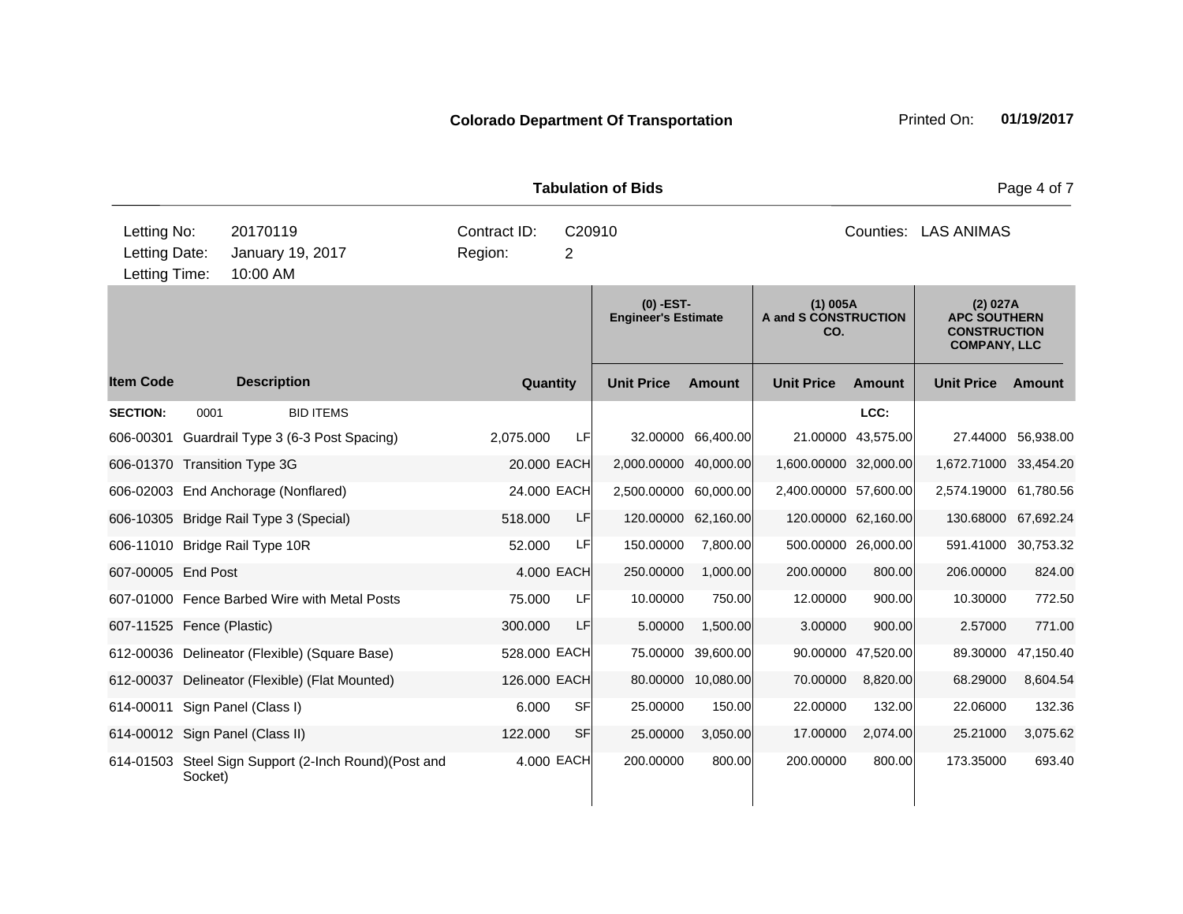**Colorado Department Of Transportation**

Printed On: **01/19/2017**

**Tabulation of Bids**

| Letting No: | 20170119 | Contract ID: | C20910 | Counties: | LAS ANIMAS |
|---|---|---|---|---|---|
| Letting Date: | January 19, 2017 | Region: | 2 | | |
| Letting Time: | 10:00 AM | | | | |

| | | | | (0) -EST- Engineer's Estimate | | (1) 005A A and S CONSTRUCTION CO. | | (2) 027A APC SOUTHERN CONSTRUCTION COMPANY, LLC | |
|---|---|---|---|---|---|---|---|---|---|
| **Item Code** | **Description** | **Quantity** | | **Unit Price** | **Amount** | **Unit Price** | **Amount** | **Unit Price** | **Amount** |
| **SECTION:** | 0001 BID ITEMS | | | | | LCC: | | | |
| 606-00301 | Guardrail Type 3 (6-3 Post Spacing) | 2,075.000 | LF | 32.00000 | 66,400.00 | 21.00000 | 43,575.00 | 27.44000 | 56,938.00 |
| 606-01370 | Transition Type 3G | 20.000 | EACH | 2,000.00000 | 40,000.00 | 1,600.00000 | 32,000.00 | 1,672.71000 | 33,454.20 |
| 606-02003 | End Anchorage (Nonflared) | 24.000 | EACH | 2,500.00000 | 60,000.00 | 2,400.00000 | 57,600.00 | 2,574.19000 | 61,780.56 |
| 606-10305 | Bridge Rail Type 3 (Special) | 518.000 | LF | 120.00000 | 62,160.00 | 120.00000 | 62,160.00 | 130.68000 | 67,692.24 |
| 606-11010 | Bridge Rail Type 10R | 52.000 | LF | 150.00000 | 7,800.00 | 500.00000 | 26,000.00 | 591.41000 | 30,753.32 |
| 607-00005 | End Post | 4.000 | EACH | 250.00000 | 1,000.00 | 200.00000 | 800.00 | 206.00000 | 824.00 |
| 607-01000 | Fence Barbed Wire with Metal Posts | 75.000 | LF | 10.00000 | 750.00 | 12.00000 | 900.00 | 10.30000 | 772.50 |
| 607-11525 | Fence (Plastic) | 300.000 | LF | 5.00000 | 1,500.00 | 3.00000 | 900.00 | 2.57000 | 771.00 |
| 612-00036 | Delineator (Flexible) (Square Base) | 528.000 | EACH | 75.00000 | 39,600.00 | 90.00000 | 47,520.00 | 89.30000 | 47,150.40 |
| 612-00037 | Delineator (Flexible) (Flat Mounted) | 126.000 | EACH | 80.00000 | 10,080.00 | 70.00000 | 8,820.00 | 68.29000 | 8,604.54 |
| 614-00011 | Sign Panel (Class I) | 6.000 | SF | 25.00000 | 150.00 | 22.00000 | 132.00 | 22.06000 | 132.36 |
| 614-00012 | Sign Panel (Class II) | 122.000 | SF | 25.00000 | 3,050.00 | 17.00000 | 2,074.00 | 25.21000 | 3,075.62 |
| 614-01503 | Steel Sign Support (2-Inch Round)(Post and Socket) | 4.000 | EACH | 200.00000 | 800.00 | 200.00000 | 800.00 | 173.35000 | 693.40 |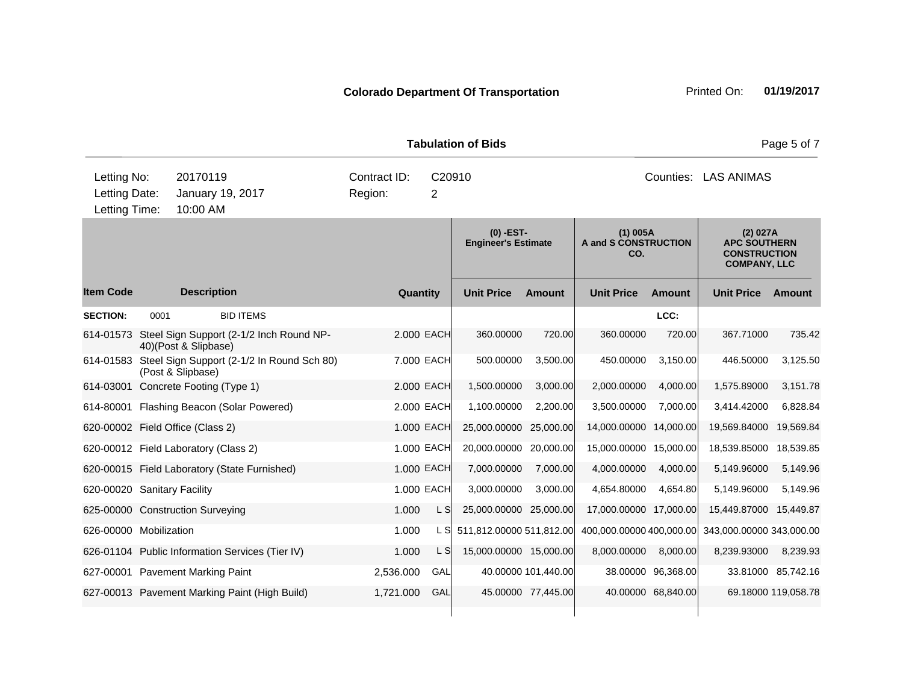**Colorado Department Of Transportation** Printed On: **01/19/2017**

**Tabulation of Bids**

| Letting No: | 20170119 | Contract ID: | C20910 | Counties: | LAS ANIMAS |
|---|---|---|---|---|---|
| Letting Date: | January 19, 2017 | Region: | 2 | | |
| Letting Time: | 10:00 AM | | | | |

| | | | | (0) -EST- Engineer's Estimate | | (1) 005A A and S CONSTRUCTION CO. | | (2) 027A APC SOUTHERN CONSTRUCTION COMPANY, LLC | |
|---|---|---|---|---|---|---|---|---|---|
| **Item Code** | **Description** | **Quantity** | | **Unit Price** | **Amount** | **Unit Price** | **Amount** | **Unit Price** | **Amount** |
| **SECTION:** | 0001 BID ITEMS | | | | | | LCC: | | |
| 614-01573 | Steel Sign Support (2-1/2 Inch Round NP-40)(Post & Slipbase) | 2.000 | EACH | 360.00000 | 720.00 | 360.00000 | 720.00 | 367.71000 | 735.42 |
| 614-01583 | Steel Sign Support (2-1/2 In Round Sch 80) (Post & Slipbase) | 7.000 | EACH | 500.00000 | 3,500.00 | 450.00000 | 3,150.00 | 446.50000 | 3,125.50 |
| 614-03001 | Concrete Footing (Type 1) | 2.000 | EACH | 1,500.00000 | 3,000.00 | 2,000.00000 | 4,000.00 | 1,575.89000 | 3,151.78 |
| 614-80001 | Flashing Beacon (Solar Powered) | 2.000 | EACH | 1,100.00000 | 2,200.00 | 3,500.00000 | 7,000.00 | 3,414.42000 | 6,828.84 |
| 620-00002 | Field Office (Class 2) | 1.000 | EACH | 25,000.00000 | 25,000.00 | 14,000.00000 | 14,000.00 | 19,569.84000 | 19,569.84 |
| 620-00012 | Field Laboratory (Class 2) | 1.000 | EACH | 20,000.00000 | 20,000.00 | 15,000.00000 | 15,000.00 | 18,539.85000 | 18,539.85 |
| 620-00015 | Field Laboratory (State Furnished) | 1.000 | EACH | 7,000.00000 | 7,000.00 | 4,000.00000 | 4,000.00 | 5,149.96000 | 5,149.96 |
| 620-00020 | Sanitary Facility | 1.000 | EACH | 3,000.00000 | 3,000.00 | 4,654.80000 | 4,654.80 | 5,149.96000 | 5,149.96 |
| 625-00000 | Construction Surveying | 1.000 | L S | 25,000.00000 | 25,000.00 | 17,000.00000 | 17,000.00 | 15,449.87000 | 15,449.87 |
| 626-00000 | Mobilization | 1.000 | L S | 511,812.00000 | 511,812.00 | 400,000.00000 | 400,000.00 | 343,000.00000 | 343,000.00 |
| 626-01104 | Public Information Services (Tier IV) | 1.000 | L S | 15,000.00000 | 15,000.00 | 8,000.00000 | 8,000.00 | 8,239.93000 | 8,239.93 |
| 627-00001 | Pavement Marking Paint | 2,536.000 | GAL | 40.00000 | 101,440.00 | 38.00000 | 96,368.00 | 33.81000 | 85,742.16 |
| 627-00013 | Pavement Marking Paint (High Build) | 1,721.000 | GAL | 45.00000 | 77,445.00 | 40.00000 | 68,840.00 | 69.18000 | 119,058.78 |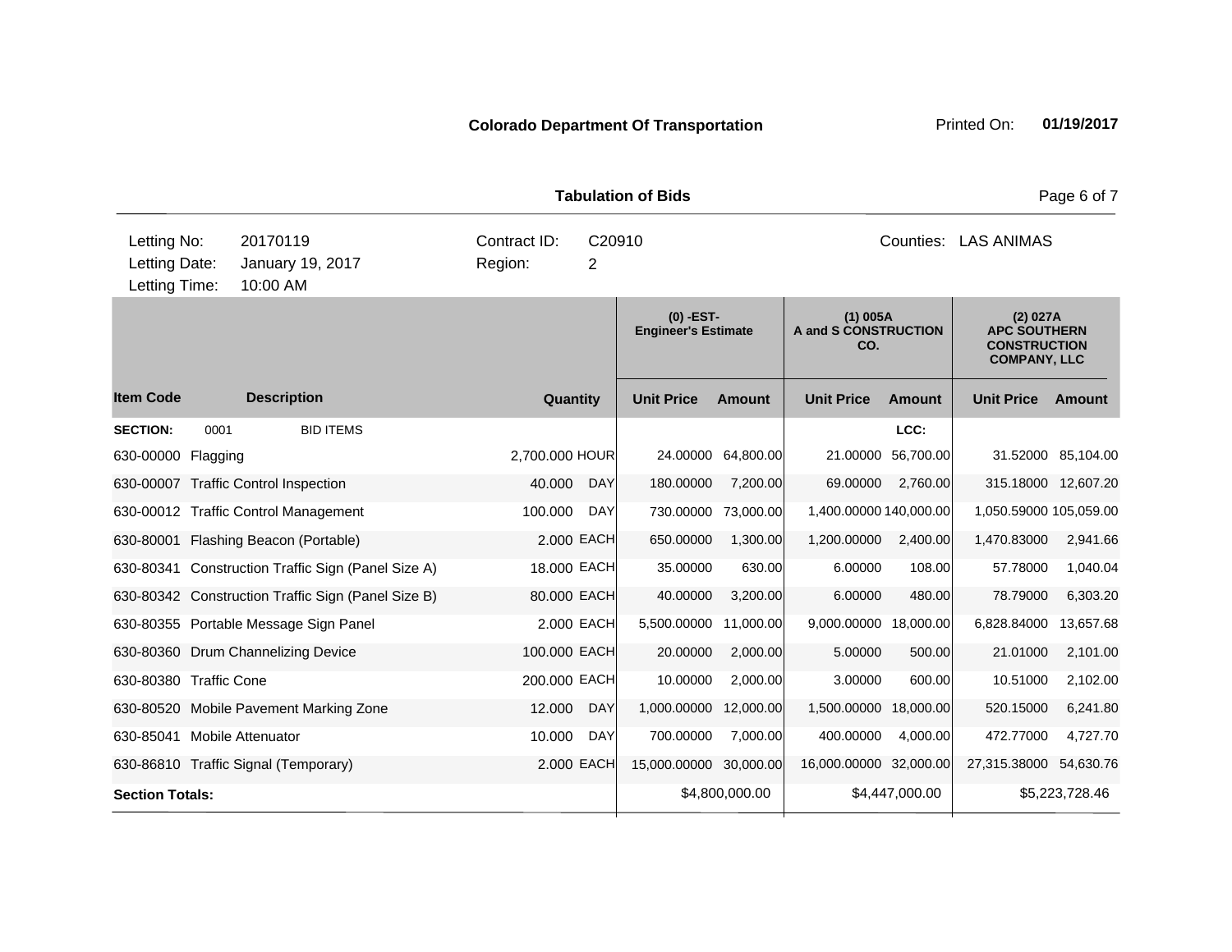**Colorado Department Of Transportation** Printed On: **01/19/2017**

**Tabulation of Bids**

| | | | |
|---|---|---|---|
| Letting No: | 20170119 | Contract ID: | C20910 |
| Letting Date: | January 19, 2017 | Region: | 2 |
| Letting Time: | 10:00 AM | Counties: | LAS ANIMAS |

| Item Code | Description | Quantity | | (0) -EST- Engineer's Estimate Unit Price | Amount | (1) 005A A and S CONSTRUCTION CO. Unit Price | Amount | (2) 027A APC SOUTHERN CONSTRUCTION COMPANY, LLC Unit Price | Amount |
|---|---|---|---|---|---|---|---|---|---|
| **SECTION:** | 0001 BID ITEMS | | | | | | LCC: | | |
| 630-00000 | Flagging | 2,700.000 | HOUR | 24.00000 | 64,800.00 | 21.00000 | 56,700.00 | 31.52000 | 85,104.00 |
| 630-00007 | Traffic Control Inspection | 40.000 | DAY | 180.00000 | 7,200.00 | 69.00000 | 2,760.00 | 315.18000 | 12,607.20 |
| 630-00012 | Traffic Control Management | 100.000 | DAY | 730.00000 | 73,000.00 | 1,400.00000 | 140,000.00 | 1,050.59000 | 105,059.00 |
| 630-80001 | Flashing Beacon (Portable) | 2.000 | EACH | 650.00000 | 1,300.00 | 1,200.00000 | 2,400.00 | 1,470.83000 | 2,941.66 |
| 630-80341 | Construction Traffic Sign (Panel Size A) | 18.000 | EACH | 35.00000 | 630.00 | 6.00000 | 108.00 | 57.78000 | 1,040.04 |
| 630-80342 | Construction Traffic Sign (Panel Size B) | 80.000 | EACH | 40.00000 | 3,200.00 | 6.00000 | 480.00 | 78.79000 | 6,303.20 |
| 630-80355 | Portable Message Sign Panel | 2.000 | EACH | 5,500.00000 | 11,000.00 | 9,000.00000 | 18,000.00 | 6,828.84000 | 13,657.68 |
| 630-80360 | Drum Channelizing Device | 100.000 | EACH | 20.00000 | 2,000.00 | 5.00000 | 500.00 | 21.01000 | 2,101.00 |
| 630-80380 | Traffic Cone | 200.000 | EACH | 10.00000 | 2,000.00 | 3.00000 | 600.00 | 10.51000 | 2,102.00 |
| 630-80520 | Mobile Pavement Marking Zone | 12.000 | DAY | 1,000.00000 | 12,000.00 | 1,500.00000 | 18,000.00 | 520.15000 | 6,241.80 |
| 630-85041 | Mobile Attenuator | 10.000 | DAY | 700.00000 | 7,000.00 | 400.00000 | 4,000.00 | 472.77000 | 4,727.70 |
| 630-86810 | Traffic Signal (Temporary) | 2.000 | EACH | 15,000.00000 | 30,000.00 | 16,000.00000 | 32,000.00 | 27,315.38000 | 54,630.76 |
| **Section Totals:** | | | | | $4,800,000.00 | | $4,447,000.00 | | $5,223,728.46 |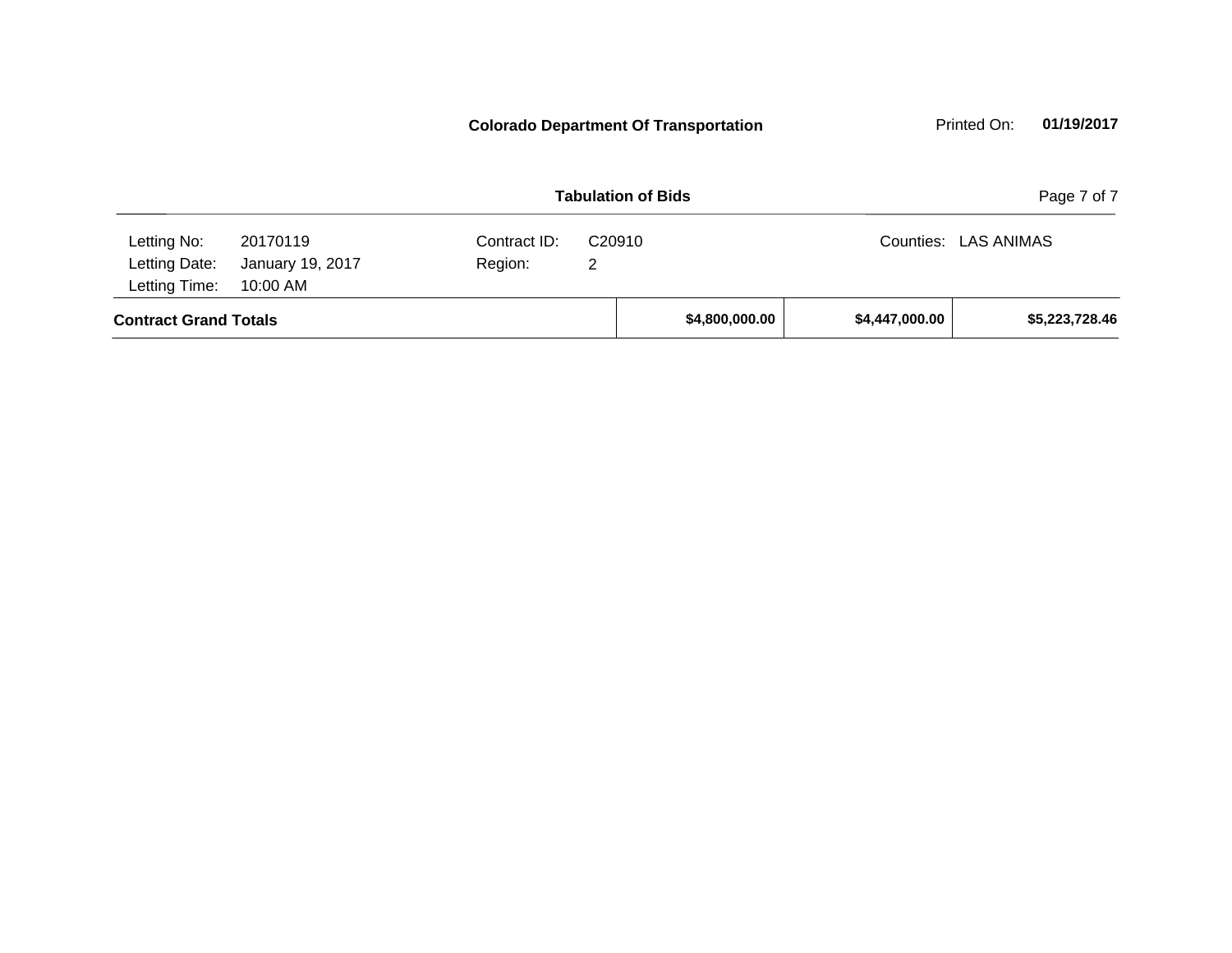**Colorado Department Of Transportation**

## Tabulation of Bids

| | | | |
|---|---|---|---|
| Letting No: | 20170119 | Contract ID: | C20910 |
| Letting Date: | January 19, 2017 | Region: | 2 |
| Letting Time: | 10:00 AM | Counties: | LAS ANIMAS |

| | | | |
|---|---|---|---|
| **Contract Grand Totals** | **$4,800,000.00** | **$4,447,000.00** | **$5,223,728.46** |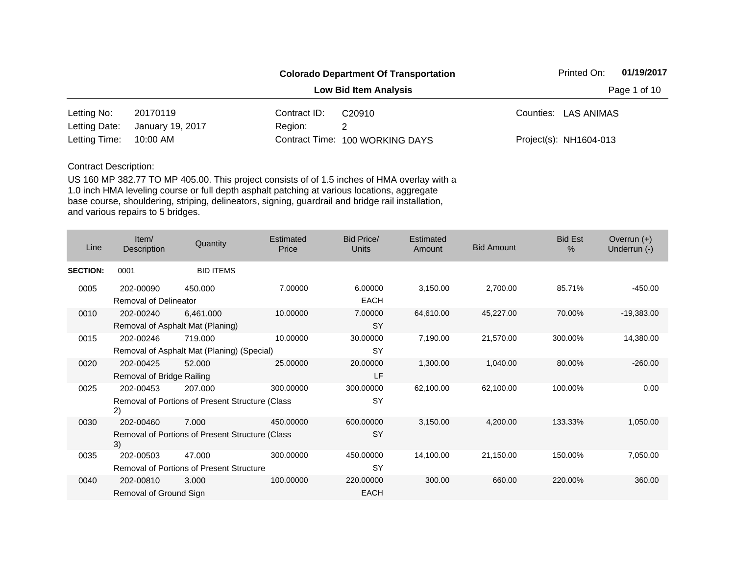**Colorado Department Of Transportation**

**Low Bid Item Analysis**

Printed On: **01/19/2017**

| | | | | | |
|---|---|---|---|---|---|
| Letting No: | 20170119 | Contract ID: | C20910 | Counties: | LAS ANIMAS |
| Letting Date: | January 19, 2017 | Region: | 2 | | |
| Letting Time: | 10:00 AM | Contract Time: | 100 WORKING DAYS | Project(s): | NH1604-013 |

Contract Description:

US 160 MP 382.77 TO MP 405.00. This project consists of of 1.5 inches of HMA overlay with a 1.0 inch HMA leveling course or full depth asphalt patching at various locations, aggregate base course, shouldering, striping, delineators, signing, guardrail and bridge rail installation, and various repairs to 5 bridges.

| Line | Item/ Description | Quantity | Estimated Price | Bid Price/ Units | Estimated Amount | Bid Amount | Bid Est % | Overrun (+) Underrun (-) |
|---|---|---|---|---|---|---|---|---|
| **SECTION:** | 0001 | BID ITEMS | | | | | | |
| 0005 | 202-00090 Removal of Delineator | 450.000 | 7.00000 | 6.00000 EACH | 3,150.00 | 2,700.00 | 85.71% | -450.00 |
| 0010 | 202-00240 Removal of Asphalt Mat (Planing) | 6,461.000 | 10.00000 | 7.00000 SY | 64,610.00 | 45,227.00 | 70.00% | -19,383.00 |
| 0015 | 202-00246 Removal of Asphalt Mat (Planing) (Special) | 719.000 | 10.00000 | 30.00000 SY | 7,190.00 | 21,570.00 | 300.00% | 14,380.00 |
| 0020 | 202-00425 Removal of Bridge Railing | 52.000 | 25.00000 | 20.00000 LF | 1,300.00 | 1,040.00 | 80.00% | -260.00 |
| 0025 | 202-00453 Removal of Portions of Present Structure (Class 2) | 207.000 | 300.00000 | 300.00000 SY | 62,100.00 | 62,100.00 | 100.00% | 0.00 |
| 0030 | 202-00460 Removal of Portions of Present Structure (Class 3) | 7.000 | 450.00000 | 600.00000 SY | 3,150.00 | 4,200.00 | 133.33% | 1,050.00 |
| 0035 | 202-00503 Removal of Portions of Present Structure | 47.000 | 300.00000 | 450.00000 SY | 14,100.00 | 21,150.00 | 150.00% | 7,050.00 |
| 0040 | 202-00810 Removal of Ground Sign | 3.000 | 100.00000 | 220.00000 EACH | 300.00 | 660.00 | 220.00% | 360.00 |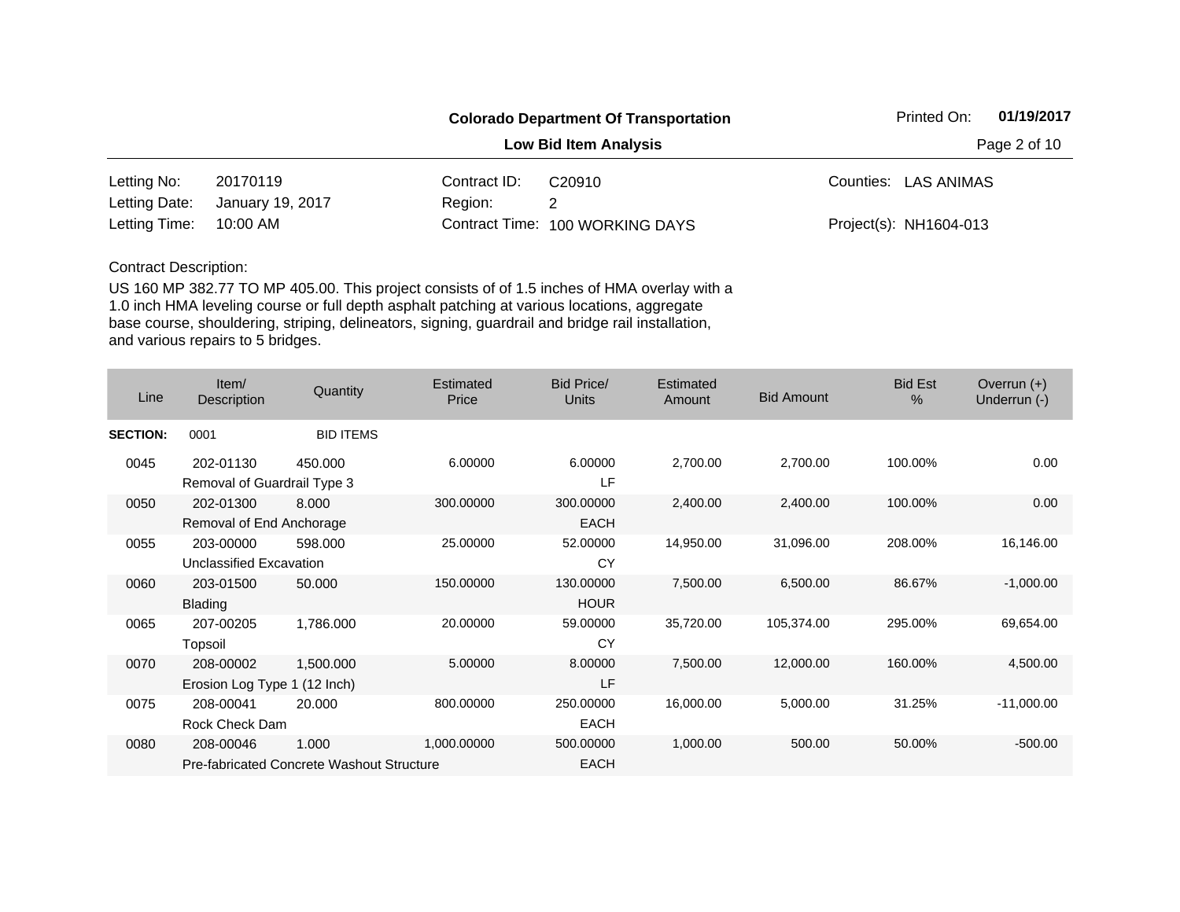**Colorado Department Of Transportation**

**Low Bid Item Analysis**

Printed On: **01/19/2017**

| | | | | | |
|---|---|---|---|---|---|
| Letting No: | 20170119 | Contract ID: | C20910 | Counties: | LAS ANIMAS |
| Letting Date: | January 19, 2017 | Region: | 2 | | |
| Letting Time: | 10:00 AM | Contract Time: | 100 WORKING DAYS | Project(s): | NH1604-013 |

Contract Description:

US 160 MP 382.77 TO MP 405.00. This project consists of of 1.5 inches of HMA overlay with a 1.0 inch HMA leveling course or full depth asphalt patching at various locations, aggregate base course, shouldering, striping, delineators, signing, guardrail and bridge rail installation, and various repairs to 5 bridges.

| Line | Item/ Description | Quantity | Estimated Price | Bid Price/ Units | Estimated Amount | Bid Amount | Bid Est % | Overrun (+) Underrun (-) |
|---|---|---|---|---|---|---|---|---|
| **SECTION:** | 0001 | BID ITEMS | | | | | | |
| 0045 | 202-01130 Removal of Guardrail Type 3 | 450.000 | 6.00000 | 6.00000 LF | 2,700.00 | 2,700.00 | 100.00% | 0.00 |
| 0050 | 202-01300 Removal of End Anchorage | 8.000 | 300.00000 | 300.00000 EACH | 2,400.00 | 2,400.00 | 100.00% | 0.00 |
| 0055 | 203-00000 Unclassified Excavation | 598.000 | 25.00000 | 52.00000 CY | 14,950.00 | 31,096.00 | 208.00% | 16,146.00 |
| 0060 | 203-01500 Blading | 50.000 | 150.00000 | 130.00000 HOUR | 7,500.00 | 6,500.00 | 86.67% | -1,000.00 |
| 0065 | 207-00205 Topsoil | 1,786.000 | 20.00000 | 59.00000 CY | 35,720.00 | 105,374.00 | 295.00% | 69,654.00 |
| 0070 | 208-00002 Erosion Log Type 1 (12 Inch) | 1,500.000 | 5.00000 | 8.00000 LF | 7,500.00 | 12,000.00 | 160.00% | 4,500.00 |
| 0075 | 208-00041 Rock Check Dam | 20.000 | 800.00000 | 250.00000 EACH | 16,000.00 | 5,000.00 | 31.25% | -11,000.00 |
| 0080 | 208-00046 Pre-fabricated Concrete Washout Structure | 1.000 | 1,000.00000 | 500.00000 EACH | 1,000.00 | 500.00 | 50.00% | -500.00 |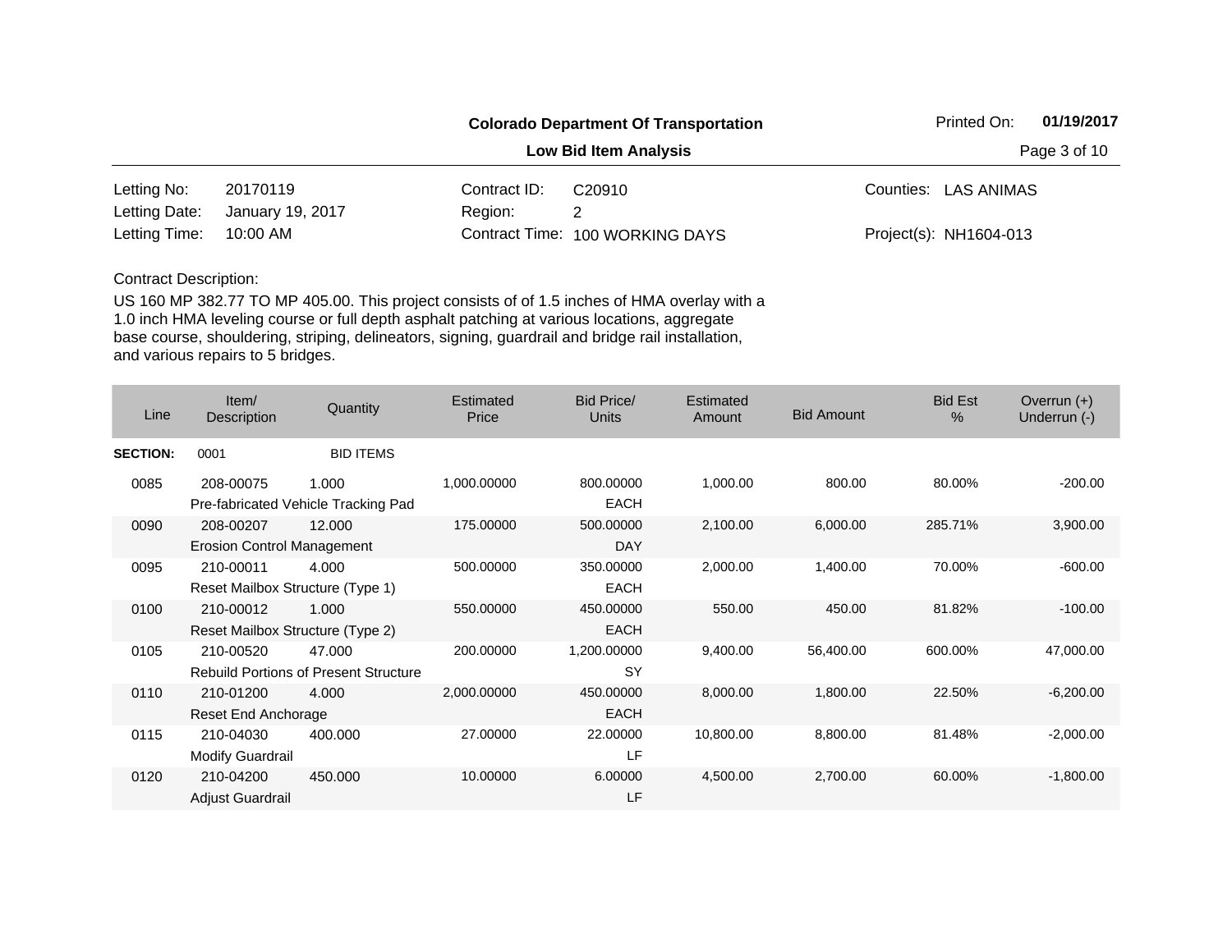**Colorado Department Of Transportation**

**Low Bid Item Analysis**

Printed On: **01/19/2017**

| | | | | | |
|---|---|---|---|---|---|
| Letting No: | 20170119 | Contract ID: | C20910 | Counties: | LAS ANIMAS |
| Letting Date: | January 19, 2017 | Region: | 2 | | |
| Letting Time: | 10:00 AM | Contract Time: | 100 WORKING DAYS | Project(s): | NH1604-013 |

Contract Description:

US 160 MP 382.77 TO MP 405.00. This project consists of of 1.5 inches of HMA overlay with a 1.0 inch HMA leveling course or full depth asphalt patching at various locations, aggregate base course, shouldering, striping, delineators, signing, guardrail and bridge rail installation, and various repairs to 5 bridges.

| Line | Item/ Description | Quantity | Estimated Price | Bid Price/ Units | Estimated Amount | Bid Amount | Bid Est % | Overrun (+) Underrun (-) |
|---|---|---|---|---|---|---|---|---|
| **SECTION:** | 0001 | BID ITEMS | | | | | | |
| 0085 | 208-00075 Pre-fabricated Vehicle Tracking Pad | 1.000 | 1,000.00000 | 800.00000 EACH | 1,000.00 | 800.00 | 80.00% | -200.00 |
| 0090 | 208-00207 Erosion Control Management | 12.000 | 175.00000 | 500.00000 DAY | 2,100.00 | 6,000.00 | 285.71% | 3,900.00 |
| 0095 | 210-00011 Reset Mailbox Structure (Type 1) | 4.000 | 500.00000 | 350.00000 EACH | 2,000.00 | 1,400.00 | 70.00% | -600.00 |
| 0100 | 210-00012 Reset Mailbox Structure (Type 2) | 1.000 | 550.00000 | 450.00000 EACH | 550.00 | 450.00 | 81.82% | -100.00 |
| 0105 | 210-00520 Rebuild Portions of Present Structure | 47.000 | 200.00000 | 1,200.00000 SY | 9,400.00 | 56,400.00 | 600.00% | 47,000.00 |
| 0110 | 210-01200 Reset End Anchorage | 4.000 | 2,000.00000 | 450.00000 EACH | 8,000.00 | 1,800.00 | 22.50% | -6,200.00 |
| 0115 | 210-04030 Modify Guardrail | 400.000 | 27.00000 | 22.00000 LF | 10,800.00 | 8,800.00 | 81.48% | -2,000.00 |
| 0120 | 210-04200 Adjust Guardrail | 450.000 | 10.00000 | 6.00000 LF | 4,500.00 | 2,700.00 | 60.00% | -1,800.00 |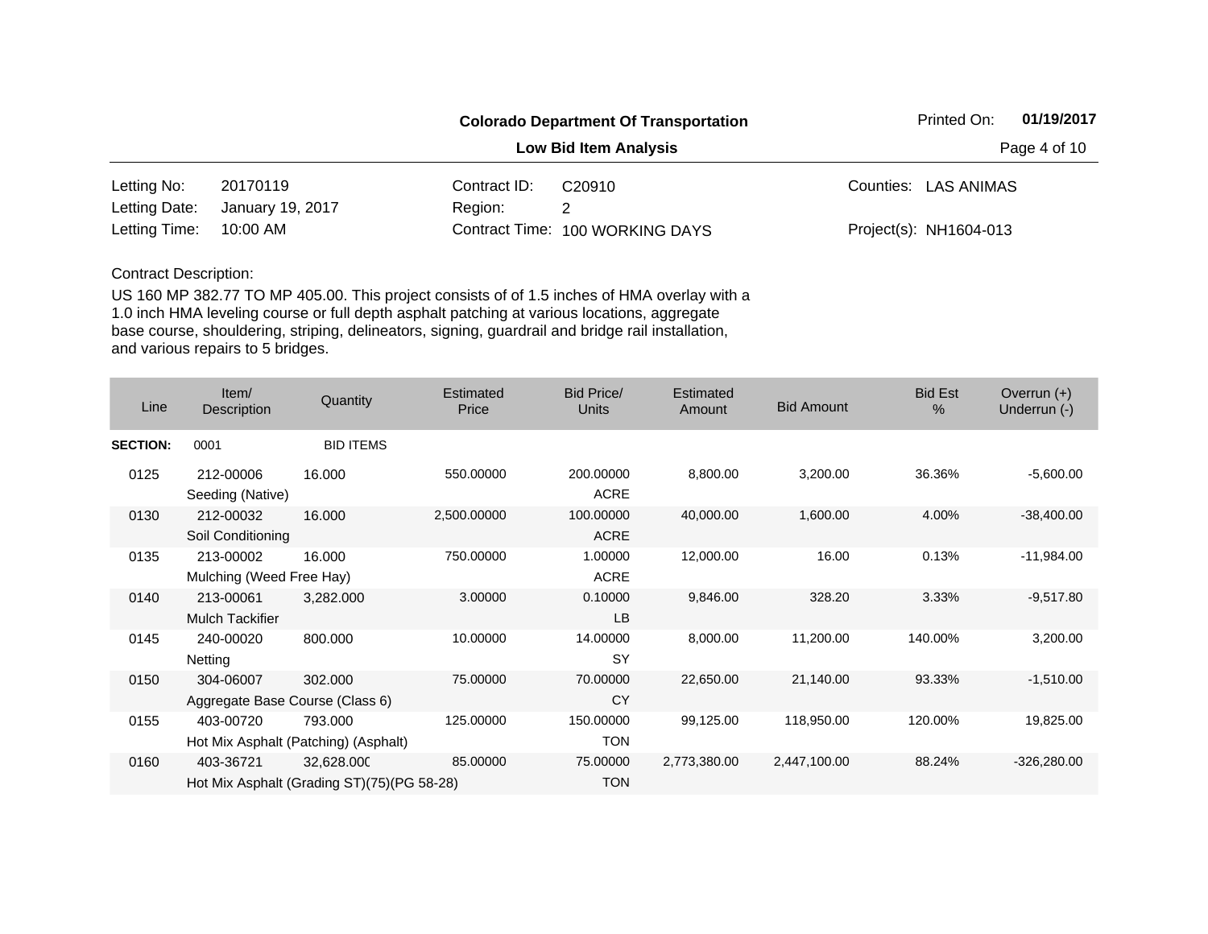**Colorado Department Of Transportation**

**Low Bid Item Analysis**

| | | | | | |
|---|---|---|---|---|---|
| Letting No: | 20170119 | Contract ID: | C20910 | Counties: | LAS ANIMAS |
| Letting Date: | January 19, 2017 | Region: | 2 | | |
| Letting Time: | 10:00 AM | Contract Time: | 100 WORKING DAYS | Project(s): | NH1604-013 |

Contract Description:

US 160 MP 382.77 TO MP 405.00. This project consists of of 1.5 inches of HMA overlay with a 1.0 inch HMA leveling course or full depth asphalt patching at various locations, aggregate base course, shouldering, striping, delineators, signing, guardrail and bridge rail installation, and various repairs to 5 bridges.

| Line | Item/ Description | Quantity | Estimated Price | Bid Price/ Units | Estimated Amount | Bid Amount | Bid Est % | Overrun (+) Underrun (-) |
|---|---|---|---|---|---|---|---|---|
| **SECTION:** | 0001 | BID ITEMS | | | | | | |
| 0125 | 212-00006 Seeding (Native) | 16.000 | 550.00000 | 200.00000 ACRE | 8,800.00 | 3,200.00 | 36.36% | -5,600.00 |
| 0130 | 212-00032 Soil Conditioning | 16.000 | 2,500.00000 | 100.00000 ACRE | 40,000.00 | 1,600.00 | 4.00% | -38,400.00 |
| 0135 | 213-00002 Mulching (Weed Free Hay) | 16.000 | 750.00000 | 1.00000 ACRE | 12,000.00 | 16.00 | 0.13% | -11,984.00 |
| 0140 | 213-00061 Mulch Tackifier | 3,282.000 | 3.00000 | 0.10000 LB | 9,846.00 | 328.20 | 3.33% | -9,517.80 |
| 0145 | 240-00020 Netting | 800.000 | 10.00000 | 14.00000 SY | 8,000.00 | 11,200.00 | 140.00% | 3,200.00 |
| 0150 | 304-06007 Aggregate Base Course (Class 6) | 302.000 | 75.00000 | 70.00000 CY | 22,650.00 | 21,140.00 | 93.33% | -1,510.00 |
| 0155 | 403-00720 Hot Mix Asphalt (Patching) (Asphalt) | 793.000 | 125.00000 | 150.00000 TON | 99,125.00 | 118,950.00 | 120.00% | 19,825.00 |
| 0160 | 403-36721 Hot Mix Asphalt (Grading ST)(75)(PG 58-28) | 32,628.000 | 85.00000 | 75.00000 TON | 2,773,380.00 | 2,447,100.00 | 88.24% | -326,280.00 |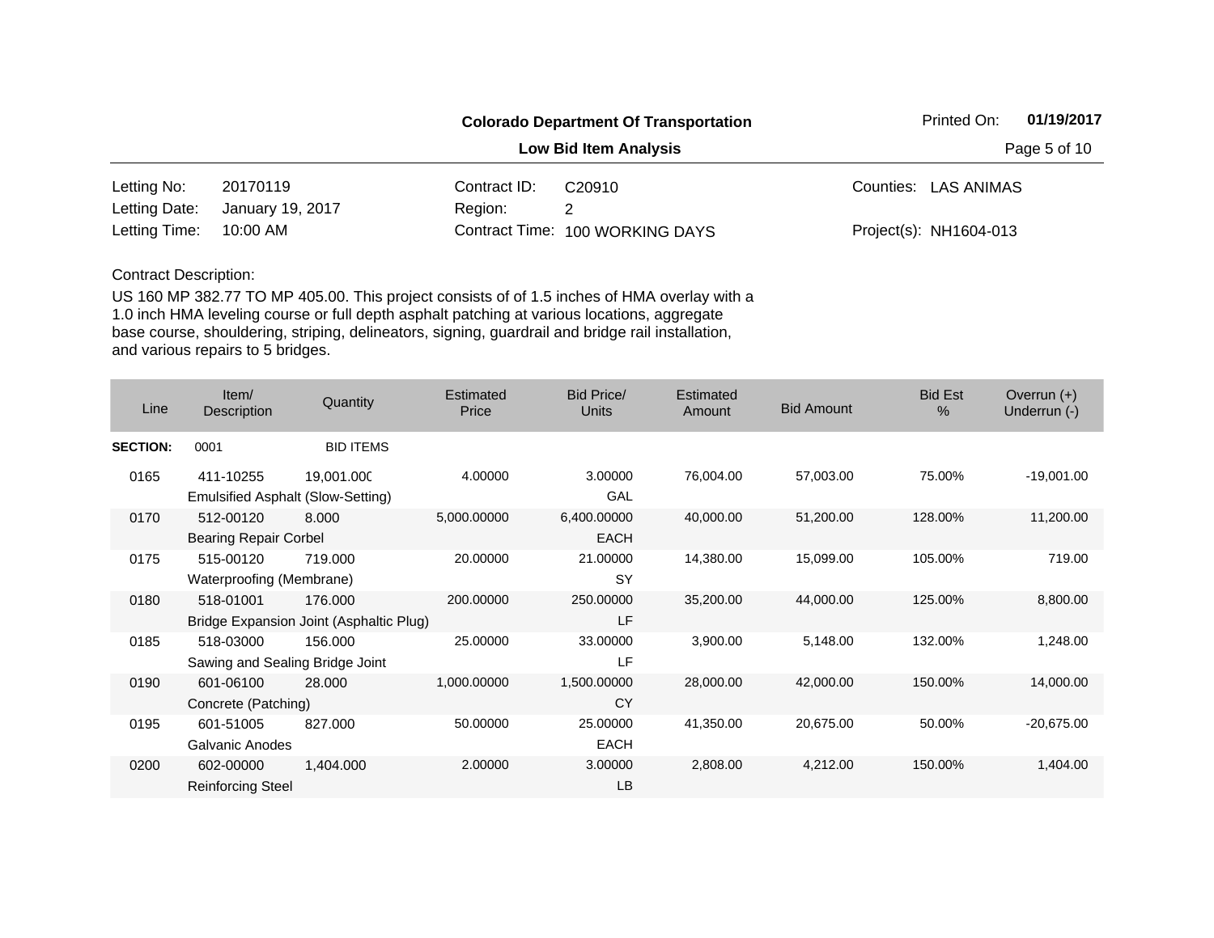**Colorado Department Of Transportation**

**Low Bid Item Analysis**

Printed On: **01/19/2017**

| | | | | | |
|---|---|---|---|---|---|
| Letting No: | 20170119 | Contract ID: | C20910 | Counties: | LAS ANIMAS |
| Letting Date: | January 19, 2017 | Region: | 2 | | |
| Letting Time: | 10:00 AM | Contract Time: | 100 WORKING DAYS | Project(s): | NH1604-013 |

Contract Description:

US 160 MP 382.77 TO MP 405.00. This project consists of of 1.5 inches of HMA overlay with a 1.0 inch HMA leveling course or full depth asphalt patching at various locations, aggregate base course, shouldering, striping, delineators, signing, guardrail and bridge rail installation, and various repairs to 5 bridges.

| Line | Item/ Description | Quantity | Estimated Price | Bid Price/ Units | Estimated Amount | Bid Amount | Bid Est % | Overrun (+) Underrun (-) |
|---|---|---|---|---|---|---|---|---|
| **SECTION:** | 0001 | BID ITEMS | | | | | | |
| 0165 | 411-10255 Emulsified Asphalt (Slow-Setting) | 19,001.000 | 4.00000 | 3.00000 GAL | 76,004.00 | 57,003.00 | 75.00% | -19,001.00 |
| 0170 | 512-00120 Bearing Repair Corbel | 8.000 | 5,000.00000 | 6,400.00000 EACH | 40,000.00 | 51,200.00 | 128.00% | 11,200.00 |
| 0175 | 515-00120 Waterproofing (Membrane) | 719.000 | 20.00000 | 21.00000 SY | 14,380.00 | 15,099.00 | 105.00% | 719.00 |
| 0180 | 518-01001 Bridge Expansion Joint (Asphaltic Plug) | 176.000 | 200.00000 | 250.00000 LF | 35,200.00 | 44,000.00 | 125.00% | 8,800.00 |
| 0185 | 518-03000 Sawing and Sealing Bridge Joint | 156.000 | 25.00000 | 33.00000 LF | 3,900.00 | 5,148.00 | 132.00% | 1,248.00 |
| 0190 | 601-06100 Concrete (Patching) | 28.000 | 1,000.00000 | 1,500.00000 CY | 28,000.00 | 42,000.00 | 150.00% | 14,000.00 |
| 0195 | 601-51005 Galvanic Anodes | 827.000 | 50.00000 | 25.00000 EACH | 41,350.00 | 20,675.00 | 50.00% | -20,675.00 |
| 0200 | 602-00000 Reinforcing Steel | 1,404.000 | 2.00000 | 3.00000 LB | 2,808.00 | 4,212.00 | 150.00% | 1,404.00 |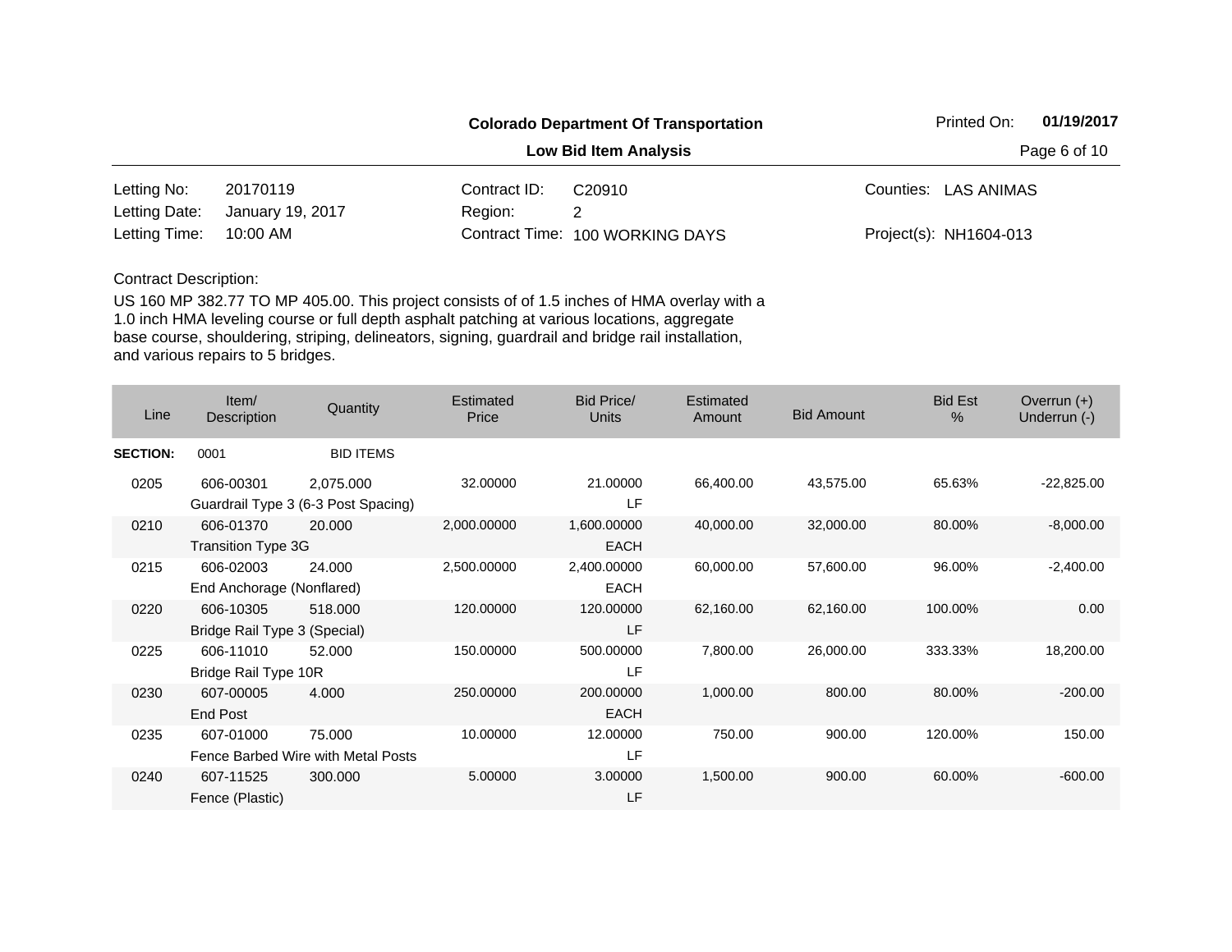**Colorado Department Of Transportation**

**Low Bid Item Analysis**

Printed On: **01/19/2017**

| | | | | | |
|---|---|---|---|---|---|
| Letting No: | 20170119 | Contract ID: | C20910 | Counties: | LAS ANIMAS |
| Letting Date: | January 19, 2017 | Region: | 2 | | |
| Letting Time: | 10:00 AM | Contract Time: | 100 WORKING DAYS | Project(s): | NH1604-013 |

Contract Description:

US 160 MP 382.77 TO MP 405.00. This project consists of of 1.5 inches of HMA overlay with a 1.0 inch HMA leveling course or full depth asphalt patching at various locations, aggregate base course, shouldering, striping, delineators, signing, guardrail and bridge rail installation, and various repairs to 5 bridges.

| Line | Item/ Description | Quantity | Estimated Price | Bid Price/ Units | Estimated Amount | Bid Amount | Bid Est % | Overrun (+) Underrun (-) |
|---|---|---|---|---|---|---|---|---|
| **SECTION:** | 0001 | BID ITEMS | | | | | | |
| 0205 | 606-00301 Guardrail Type 3 (6-3 Post Spacing) | 2,075.000 | 32.00000 | 21.00000 LF | 66,400.00 | 43,575.00 | 65.63% | -22,825.00 |
| 0210 | 606-01370 Transition Type 3G | 20.000 | 2,000.00000 | 1,600.00000 EACH | 40,000.00 | 32,000.00 | 80.00% | -8,000.00 |
| 0215 | 606-02003 End Anchorage (Nonflared) | 24.000 | 2,500.00000 | 2,400.00000 EACH | 60,000.00 | 57,600.00 | 96.00% | -2,400.00 |
| 0220 | 606-10305 Bridge Rail Type 3 (Special) | 518.000 | 120.00000 | 120.00000 LF | 62,160.00 | 62,160.00 | 100.00% | 0.00 |
| 0225 | 606-11010 Bridge Rail Type 10R | 52.000 | 150.00000 | 500.00000 LF | 7,800.00 | 26,000.00 | 333.33% | 18,200.00 |
| 0230 | 607-00005 End Post | 4.000 | 250.00000 | 200.00000 EACH | 1,000.00 | 800.00 | 80.00% | -200.00 |
| 0235 | 607-01000 Fence Barbed Wire with Metal Posts | 75.000 | 10.00000 | 12.00000 LF | 750.00 | 900.00 | 120.00% | 150.00 |
| 0240 | 607-11525 Fence (Plastic) | 300.000 | 5.00000 | 3.00000 LF | 1,500.00 | 900.00 | 60.00% | -600.00 |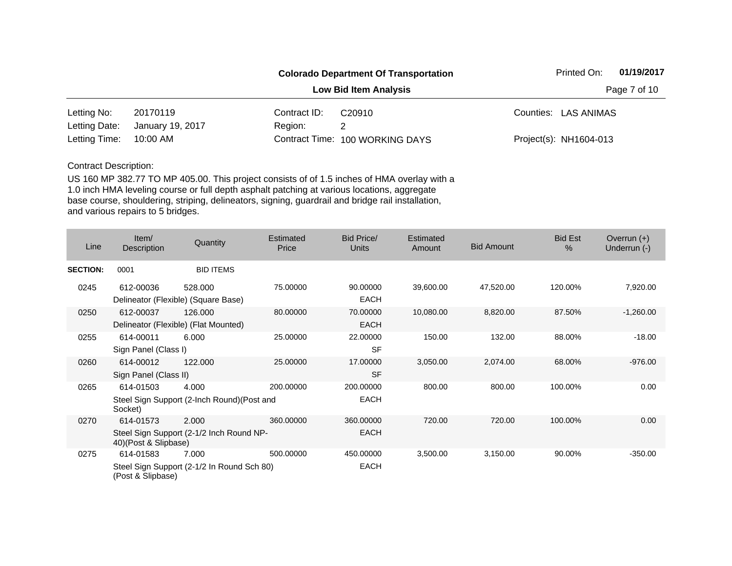**Colorado Department Of Transportation**

**Low Bid Item Analysis**

Printed On: **01/19/2017**

| | | | | | |
|---|---|---|---|---|---|
| Letting No: | 20170119 | Contract ID: | C20910 | Counties: | LAS ANIMAS |
| Letting Date: | January 19, 2017 | Region: | 2 | | |
| Letting Time: | 10:00 AM | Contract Time: | 100 WORKING DAYS | Project(s): | NH1604-013 |

Contract Description:

US 160 MP 382.77 TO MP 405.00. This project consists of of 1.5 inches of HMA overlay with a 1.0 inch HMA leveling course or full depth asphalt patching at various locations, aggregate base course, shouldering, striping, delineators, signing, guardrail and bridge rail installation, and various repairs to 5 bridges.

| Line | Item/ Description | Quantity | Estimated Price | Bid Price/ Units | Estimated Amount | Bid Amount | Bid Est % | Overrun (+) Underrun (-) |
|---|---|---|---|---|---|---|---|---|
| **SECTION:** | 0001 | BID ITEMS | | | | | | |
| 0245 | 612-00036 Delineator (Flexible) (Square Base) | 528.000 | 75.00000 | 90.00000 EACH | 39,600.00 | 47,520.00 | 120.00% | 7,920.00 |
| 0250 | 612-00037 Delineator (Flexible) (Flat Mounted) | 126.000 | 80.00000 | 70.00000 EACH | 10,080.00 | 8,820.00 | 87.50% | -1,260.00 |
| 0255 | 614-00011 Sign Panel (Class I) | 6.000 | 25.00000 | 22.00000 SF | 150.00 | 132.00 | 88.00% | -18.00 |
| 0260 | 614-00012 Sign Panel (Class II) | 122.000 | 25.00000 | 17.00000 SF | 3,050.00 | 2,074.00 | 68.00% | -976.00 |
| 0265 | 614-01503 Steel Sign Support (2-Inch Round)(Post and Socket) | 4.000 | 200.00000 | 200.00000 EACH | 800.00 | 800.00 | 100.00% | 0.00 |
| 0270 | 614-01573 Steel Sign Support (2-1/2 Inch Round NP-40)(Post & Slipbase) | 2.000 | 360.00000 | 360.00000 EACH | 720.00 | 720.00 | 100.00% | 0.00 |
| 0275 | 614-01583 Steel Sign Support (2-1/2 In Round Sch 80) (Post & Slipbase) | 7.000 | 500.00000 | 450.00000 EACH | 3,500.00 | 3,150.00 | 90.00% | -350.00 |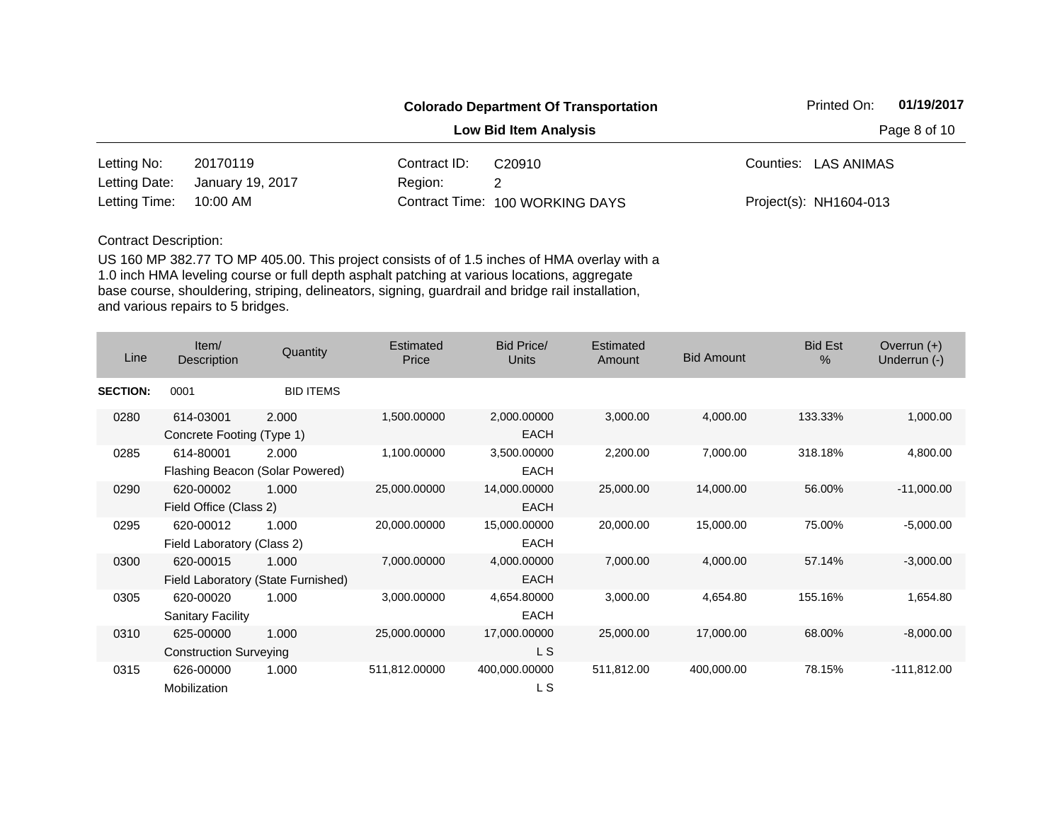**Colorado Department Of Transportation**

**Low Bid Item Analysis**

| | | | | | |
|---|---|---|---|---|---|
| Letting No: | 20170119 | Contract ID: | C20910 | Counties: | LAS ANIMAS |
| Letting Date: | January 19, 2017 | Region: | 2 | | |
| Letting Time: | 10:00 AM | Contract Time: | 100 WORKING DAYS | Project(s): | NH1604-013 |

Contract Description:

US 160 MP 382.77 TO MP 405.00. This project consists of of 1.5 inches of HMA overlay with a 1.0 inch HMA leveling course or full depth asphalt patching at various locations, aggregate base course, shouldering, striping, delineators, signing, guardrail and bridge rail installation, and various repairs to 5 bridges.

| Line | Item/ Description | Quantity | Estimated Price | Bid Price/ Units | Estimated Amount | Bid Amount | Bid Est % | Overrun (+) Underrun (-) |
|---|---|---|---|---|---|---|---|---|
| **SECTION:** | 0001 | BID ITEMS | | | | | | |
| 0280 | 614-03001 Concrete Footing (Type 1) | 2.000 | 1,500.00000 | 2,000.00000 EACH | 3,000.00 | 4,000.00 | 133.33% | 1,000.00 |
| 0285 | 614-80001 Flashing Beacon (Solar Powered) | 2.000 | 1,100.00000 | 3,500.00000 EACH | 2,200.00 | 7,000.00 | 318.18% | 4,800.00 |
| 0290 | 620-00002 Field Office (Class 2) | 1.000 | 25,000.00000 | 14,000.00000 EACH | 25,000.00 | 14,000.00 | 56.00% | -11,000.00 |
| 0295 | 620-00012 Field Laboratory (Class 2) | 1.000 | 20,000.00000 | 15,000.00000 EACH | 20,000.00 | 15,000.00 | 75.00% | -5,000.00 |
| 0300 | 620-00015 Field Laboratory (State Furnished) | 1.000 | 7,000.00000 | 4,000.00000 EACH | 7,000.00 | 4,000.00 | 57.14% | -3,000.00 |
| 0305 | 620-00020 Sanitary Facility | 1.000 | 3,000.00000 | 4,654.80000 EACH | 3,000.00 | 4,654.80 | 155.16% | 1,654.80 |
| 0310 | 625-00000 Construction Surveying | 1.000 | 25,000.00000 | 17,000.00000 L S | 25,000.00 | 17,000.00 | 68.00% | -8,000.00 |
| 0315 | 626-00000 Mobilization | 1.000 | 511,812.00000 | 400,000.00000 L S | 511,812.00 | 400,000.00 | 78.15% | -111,812.00 |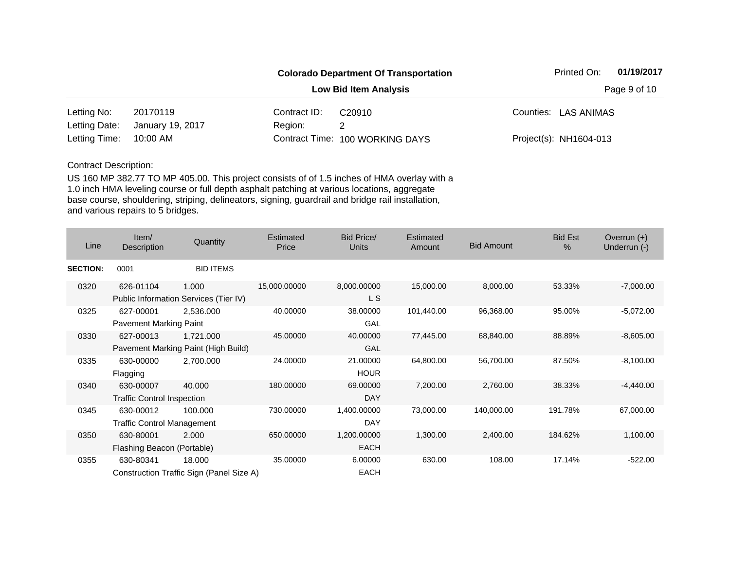**Colorado Department Of Transportation**

Printed On: **01/19/2017**

**Low Bid Item Analysis**

| | | | | | |
|---|---|---|---|---|---|
| Letting No: | 20170119 | Contract ID: | C20910 | Counties: | LAS ANIMAS |
| Letting Date: | January 19, 2017 | Region: | 2 | | |
| Letting Time: | 10:00 AM | Contract Time: | 100 WORKING DAYS | Project(s): | NH1604-013 |

Contract Description:

US 160 MP 382.77 TO MP 405.00. This project consists of of 1.5 inches of HMA overlay with a 1.0 inch HMA leveling course or full depth asphalt patching at various locations, aggregate base course, shouldering, striping, delineators, signing, guardrail and bridge rail installation, and various repairs to 5 bridges.

| Line | Item/ Description | Quantity | Estimated Price | Bid Price/ Units | Estimated Amount | Bid Amount | Bid Est % | Overrun (+) Underrun (-) |
|---|---|---|---|---|---|---|---|---|
| **SECTION:** | 0001 | BID ITEMS | | | | | | |
| 0320 | 626-01104 Public Information Services (Tier IV) | 1.000 | 15,000.00000 | 8,000.00000 L S | 15,000.00 | 8,000.00 | 53.33% | -7,000.00 |
| 0325 | 627-00001 Pavement Marking Paint | 2,536.000 | 40.00000 | 38.00000 GAL | 101,440.00 | 96,368.00 | 95.00% | -5,072.00 |
| 0330 | 627-00013 Pavement Marking Paint (High Build) | 1,721.000 | 45.00000 | 40.00000 GAL | 77,445.00 | 68,840.00 | 88.89% | -8,605.00 |
| 0335 | 630-00000 Flagging | 2,700.000 | 24.00000 | 21.00000 HOUR | 64,800.00 | 56,700.00 | 87.50% | -8,100.00 |
| 0340 | 630-00007 Traffic Control Inspection | 40.000 | 180.00000 | 69.00000 DAY | 7,200.00 | 2,760.00 | 38.33% | -4,440.00 |
| 0345 | 630-00012 Traffic Control Management | 100.000 | 730.00000 | 1,400.00000 DAY | 73,000.00 | 140,000.00 | 191.78% | 67,000.00 |
| 0350 | 630-80001 Flashing Beacon (Portable) | 2.000 | 650.00000 | 1,200.00000 EACH | 1,300.00 | 2,400.00 | 184.62% | 1,100.00 |
| 0355 | 630-80341 Construction Traffic Sign (Panel Size A) | 18.000 | 35.00000 | 6.00000 EACH | 630.00 | 108.00 | 17.14% | -522.00 |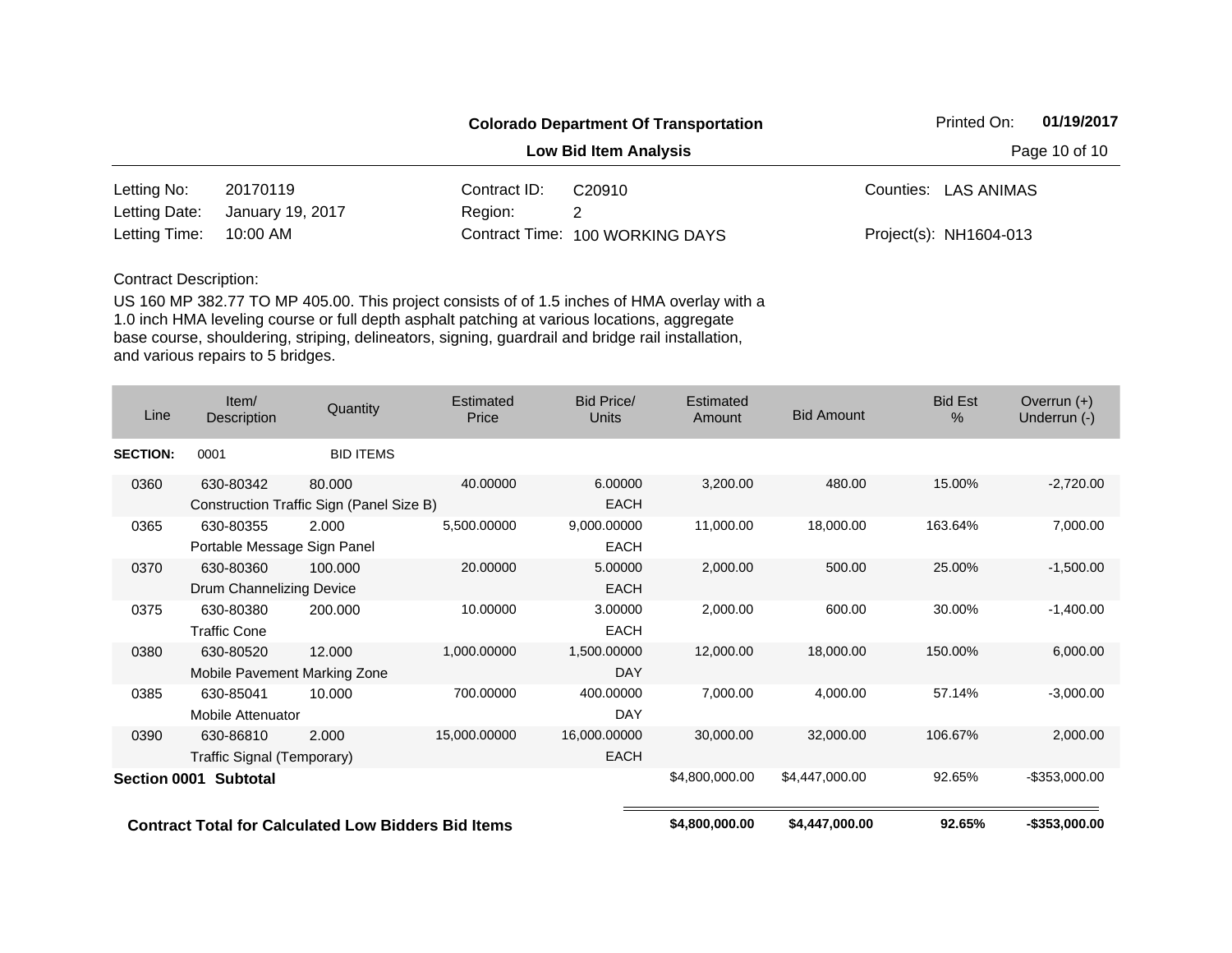**Colorado Department Of Transportation**

**Low Bid Item Analysis**

Printed On: **01/19/2017**

| | | | | | |
|---|---|---|---|---|---|
| Letting No: | 20170119 | Contract ID: | C20910 | Counties: | LAS ANIMAS |
| Letting Date: | January 19, 2017 | Region: | 2 | | |
| Letting Time: | 10:00 AM | Contract Time: | 100 WORKING DAYS | Project(s): | NH1604-013 |

Contract Description:

US 160 MP 382.77 TO MP 405.00. This project consists of of 1.5 inches of HMA overlay with a 1.0 inch HMA leveling course or full depth asphalt patching at various locations, aggregate base course, shouldering, striping, delineators, signing, guardrail and bridge rail installation, and various repairs to 5 bridges.

| Line | Item/ Description | Quantity | Estimated Price | Bid Price/ Units | Estimated Amount | Bid Amount | Bid Est % | Overrun (+) Underrun (-) |
|---|---|---|---|---|---|---|---|---|
| **SECTION:** | 0001 | BID ITEMS | | | | | | |
| 0360 | 630-80342 Construction Traffic Sign (Panel Size B) | 80.000 | 40.00000 | 6.00000 EACH | 3,200.00 | 480.00 | 15.00% | -2,720.00 |
| 0365 | 630-80355 Portable Message Sign Panel | 2.000 | 5,500.00000 | 9,000.00000 EACH | 11,000.00 | 18,000.00 | 163.64% | 7,000.00 |
| 0370 | 630-80360 Drum Channelizing Device | 100.000 | 20.00000 | 5.00000 EACH | 2,000.00 | 500.00 | 25.00% | -1,500.00 |
| 0375 | 630-80380 Traffic Cone | 200.000 | 10.00000 | 3.00000 EACH | 2,000.00 | 600.00 | 30.00% | -1,400.00 |
| 0380 | 630-80520 Mobile Pavement Marking Zone | 12.000 | 1,000.00000 | 1,500.00000 DAY | 12,000.00 | 18,000.00 | 150.00% | 6,000.00 |
| 0385 | 630-85041 Mobile Attenuator | 10.000 | 700.00000 | 400.00000 DAY | 7,000.00 | 4,000.00 | 57.14% | -3,000.00 |
| 0390 | 630-86810 Traffic Signal (Temporary) | 2.000 | 15,000.00000 | 16,000.00000 EACH | 30,000.00 | 32,000.00 | 106.67% | 2,000.00 |
| **Section 0001 Subtotal** | | | | | $4,800,000.00 | $4,447,000.00 | 92.65% | -$353,000.00 |
| **Contract Total for Calculated Low Bidders Bid Items** | | | | | **$4,800,000.00** | **$4,447,000.00** | **92.65%** | **-$353,000.00** |